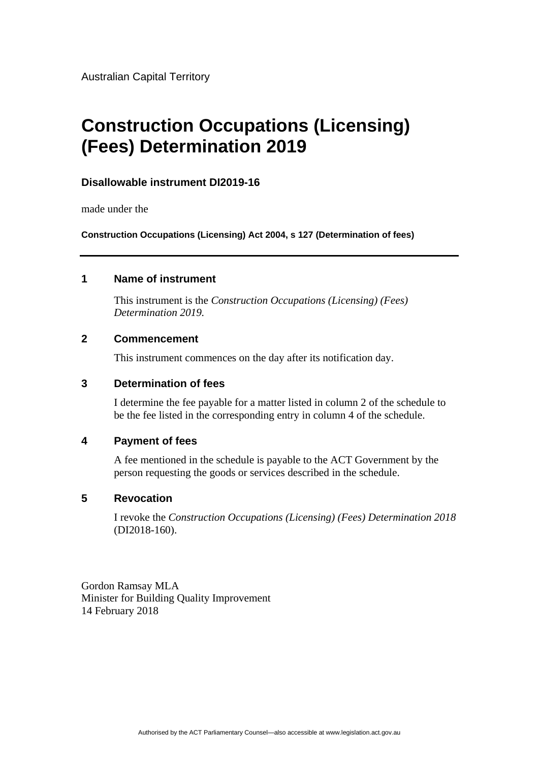Australian Capital Territory

# Construction Occupations (Licensing) (Fees) Determination 2019

**Disallowable instrument DI2019-16**

made under the

**Construction Occupations (Licensing) Act 2004, s 127 (Determination of fees)**

---

## 1 Name of instrument

This instrument is the *Construction Occupations (Licensing) (Fees) Determination 2019.*

## 2 Commencement

This instrument commences on the day after its notification day.

## 3 Determination of fees

I determine the fee payable for a matter listed in column 2 of the schedule to be the fee listed in the corresponding entry in column 4 of the schedule.

## 4 Payment of fees

A fee mentioned in the schedule is payable to the ACT Government by the person requesting the goods or services described in the schedule.

## 5 Revocation

I revoke the *Construction Occupations (Licensing) (Fees) Determination 2018* (DI2018-160).

Gordon Ramsay MLA
Minister for Building Quality Improvement
14 February 2018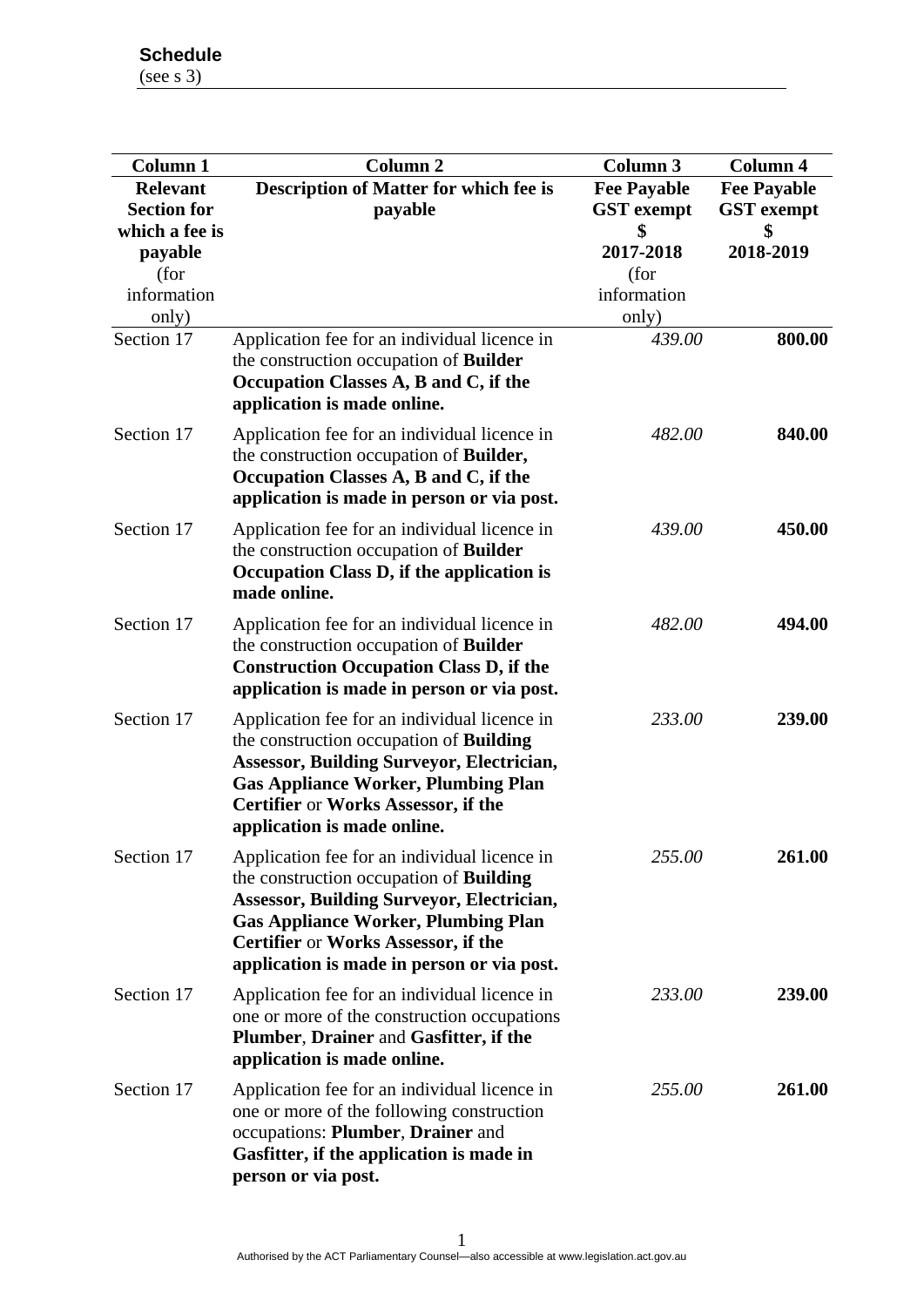**Schedule**
(see s 3)

| Column 1<br>**Relevant Section for which a fee is payable** (for information only) | Column 2<br>**Description of Matter for which fee is payable** | Column 3<br>**Fee Payable GST exempt $ 2017-2018** (for information only) | Column 4<br>**Fee Payable GST exempt $ 2018-2019** |
|---|---|---|---|
| Section 17 | Application fee for an individual licence in the construction occupation of **Builder Occupation Classes A, B and C, if the application is made online.** | *439.00* | **800.00** |
| Section 17 | Application fee for an individual licence in the construction occupation of **Builder, Occupation Classes A, B and C, if the application is made in person or via post.** | *482.00* | **840.00** |
| Section 17 | Application fee for an individual licence in the construction occupation of **Builder Occupation Class D, if the application is made online.** | *439.00* | **450.00** |
| Section 17 | Application fee for an individual licence in the construction occupation of **Builder Construction Occupation Class D, if the application is made in person or via post.** | *482.00* | **494.00** |
| Section 17 | Application fee for an individual licence in the construction occupation of **Building Assessor, Building Surveyor, Electrician, Gas Appliance Worker, Plumbing Plan Certifier** or **Works Assessor, if the application is made online.** | *233.00* | **239.00** |
| Section 17 | Application fee for an individual licence in the construction occupation of **Building Assessor, Building Surveyor, Electrician, Gas Appliance Worker, Plumbing Plan Certifier** or **Works Assessor, if the application is made in person or via post.** | *255.00* | **261.00** |
| Section 17 | Application fee for an individual licence in one or more of the construction occupations **Plumber**, **Drainer** and **Gasfitter, if the application is made online.** | *233.00* | **239.00** |
| Section 17 | Application fee for an individual licence in one or more of the following construction occupations: **Plumber**, **Drainer** and **Gasfitter, if the application is made in person or via post.** | *255.00* | **261.00** |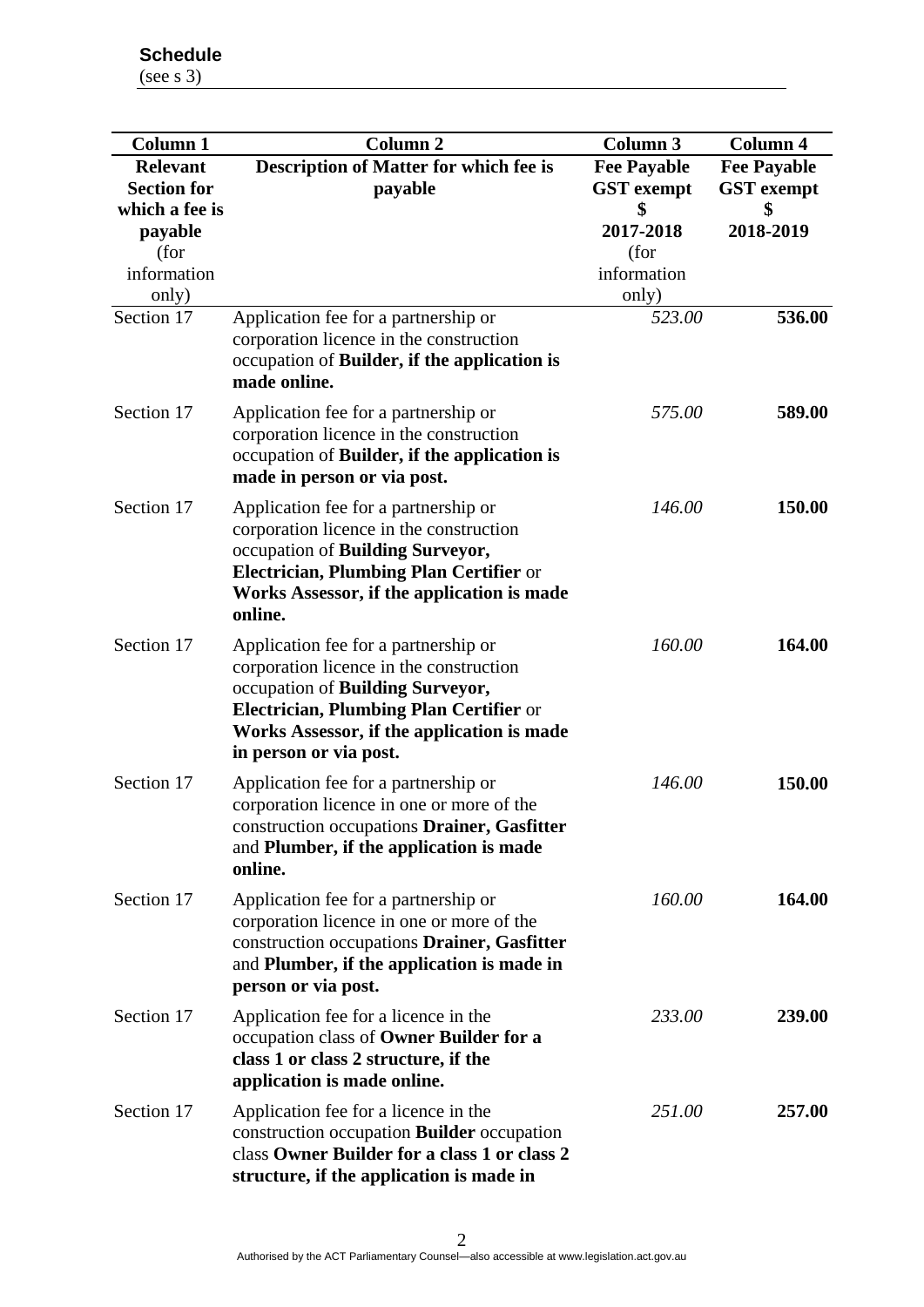**Schedule**
(see s 3)

| Column 1 | Column 2 | Column 3 | Column 4 |
|---|---|---|---|
| **Relevant Section for which a fee is payable** (for information only) | **Description of Matter for which fee is payable** | **Fee Payable GST exempt $ 2017-2018** (for information only) | **Fee Payable GST exempt $ 2018-2019** |
| Section 17 | Application fee for a partnership or corporation licence in the construction occupation of **Builder, if the application is made online.** | *523.00* | **536.00** |
| Section 17 | Application fee for a partnership or corporation licence in the construction occupation of **Builder, if the application is made in person or via post.** | *575.00* | **589.00** |
| Section 17 | Application fee for a partnership or corporation licence in the construction occupation of **Building Surveyor, Electrician, Plumbing Plan Certifier** or **Works Assessor, if the application is made online.** | *146.00* | **150.00** |
| Section 17 | Application fee for a partnership or corporation licence in the construction occupation of **Building Surveyor, Electrician, Plumbing Plan Certifier** or **Works Assessor, if the application is made in person or via post.** | *160.00* | **164.00** |
| Section 17 | Application fee for a partnership or corporation licence in one or more of the construction occupations **Drainer, Gasfitter** and **Plumber, if the application is made online.** | *146.00* | **150.00** |
| Section 17 | Application fee for a partnership or corporation licence in one or more of the construction occupations **Drainer, Gasfitter** and **Plumber, if the application is made in person or via post.** | *160.00* | **164.00** |
| Section 17 | Application fee for a licence in the occupation class of **Owner Builder for a class 1 or class 2 structure, if the application is made online.** | *233.00* | **239.00** |
| Section 17 | Application fee for a licence in the construction occupation **Builder** occupation class **Owner Builder for a class 1 or class 2 structure, if the application is made in** | *251.00* | **257.00** |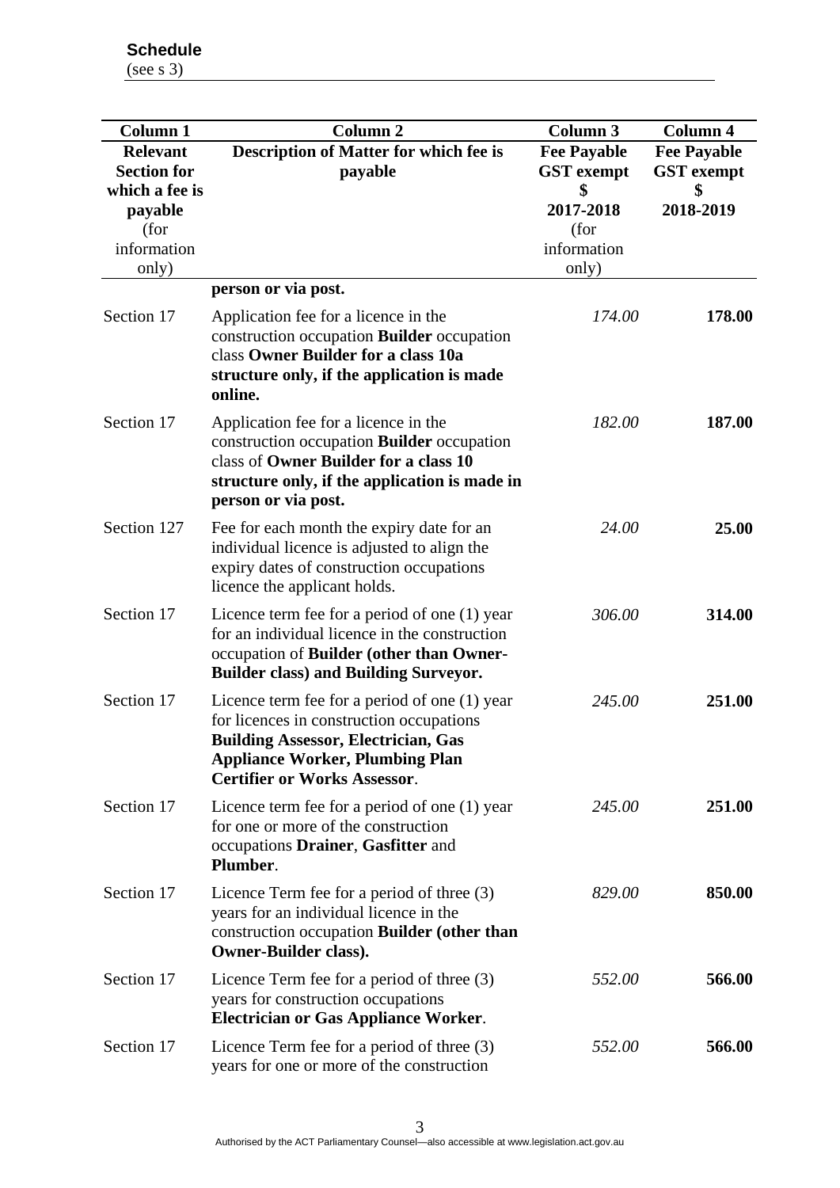**Schedule**
(see s 3)

| Column 1 | Column 2 | Column 3 | Column 4 |
|---|---|---|---|
| **Relevant Section for which a fee is payable** (for information only) | **Description of Matter for which fee is payable** | **Fee Payable GST exempt $ 2017-2018** (for information only) | **Fee Payable GST exempt $ 2018-2019** |
| | **person or via post.** | | |
| Section 17 | Application fee for a licence in the construction occupation **Builder** occupation class **Owner Builder for a class 10a structure only, if the application is made online.** | *174.00* | **178.00** |
| Section 17 | Application fee for a licence in the construction occupation **Builder** occupation class of **Owner Builder for a class 10 structure only, if the application is made in person or via post.** | *182.00* | **187.00** |
| Section 127 | Fee for each month the expiry date for an individual licence is adjusted to align the expiry dates of construction occupations licence the applicant holds. | *24.00* | **25.00** |
| Section 17 | Licence term fee for a period of one (1) year for an individual licence in the construction occupation of **Builder (other than Owner-Builder class) and Building Surveyor.** | *306.00* | **314.00** |
| Section 17 | Licence term fee for a period of one (1) year for licences in construction occupations **Building Assessor, Electrician, Gas Appliance Worker, Plumbing Plan Certifier or Works Assessor**. | *245.00* | **251.00** |
| Section 17 | Licence term fee for a period of one (1) year for one or more of the construction occupations **Drainer**, **Gasfitter** and **Plumber**. | *245.00* | **251.00** |
| Section 17 | Licence Term fee for a period of three (3) years for an individual licence in the construction occupation **Builder (other than Owner-Builder class).** | *829.00* | **850.00** |
| Section 17 | Licence Term fee for a period of three (3) years for construction occupations **Electrician or Gas Appliance Worker**. | *552.00* | **566.00** |
| Section 17 | Licence Term fee for a period of three (3) years for one or more of the construction | *552.00* | **566.00** |

Authorised by the ACT Parliamentary Counsel—also accessible at www.legislation.act.gov.au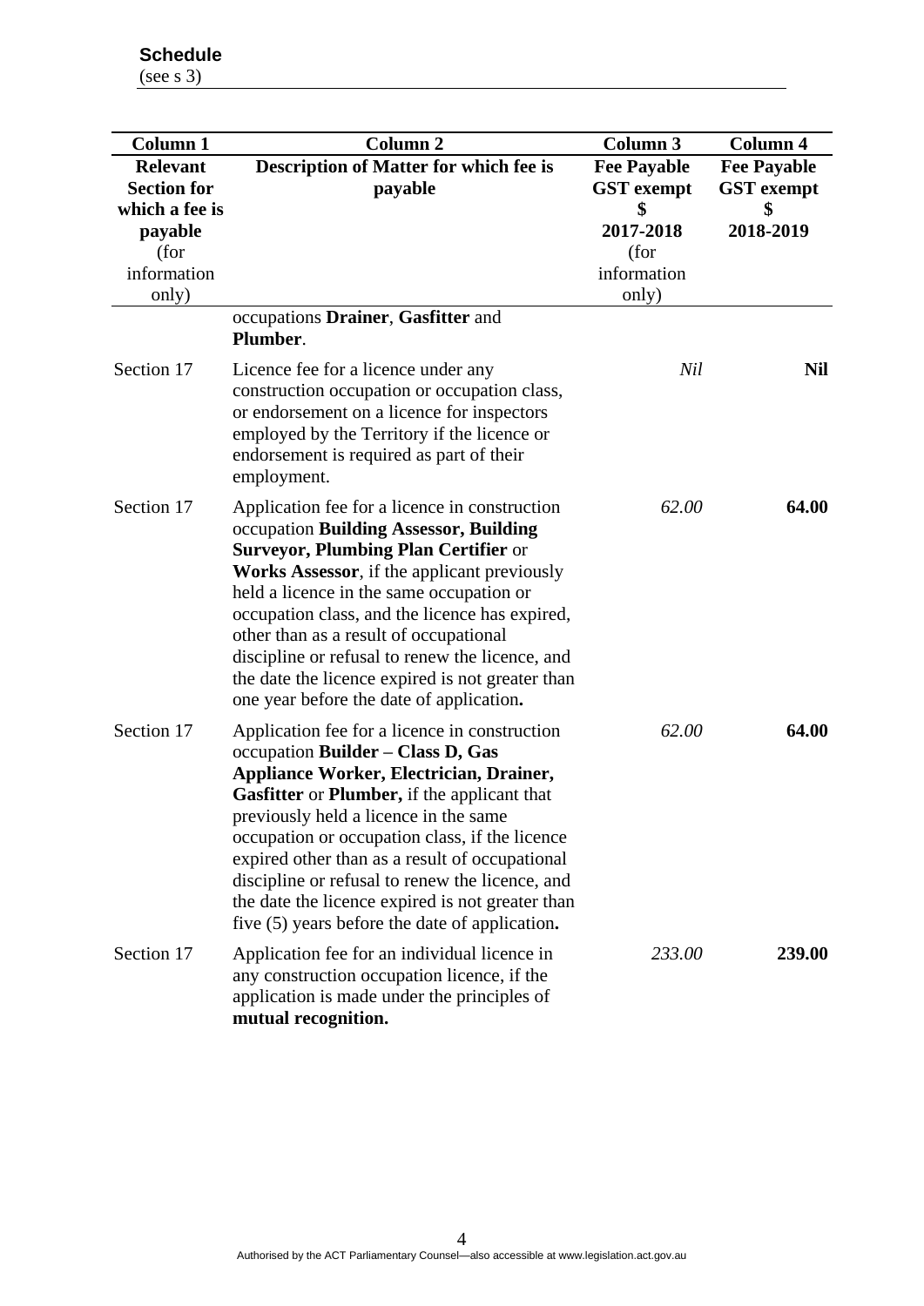**Schedule**
(see s 3)

| Column 1 | Column 2 | Column 3 | Column 4 |
|---|---|---|---|
| **Relevant Section for which a fee is payable** (for information only) | **Description of Matter for which fee is payable** | **Fee Payable GST exempt $ 2017-2018** (for information only) | **Fee Payable GST exempt $ 2018-2019** |
| | occupations **Drainer**, **Gasfitter** and **Plumber**. | | |
| Section 17 | Licence fee for a licence under any construction occupation or occupation class, or endorsement on a licence for inspectors employed by the Territory if the licence or endorsement is required as part of their employment. | *Nil* | **Nil** |
| Section 17 | Application fee for a licence in construction occupation **Building Assessor, Building Surveyor, Plumbing Plan Certifier** or **Works Assessor**, if the applicant previously held a licence in the same occupation or occupation class, and the licence has expired, other than as a result of occupational discipline or refusal to renew the licence, and the date the licence expired is not greater than one year before the date of application**.** | *62.00* | **64.00** |
| Section 17 | Application fee for a licence in construction occupation **Builder – Class D, Gas Appliance Worker, Electrician, Drainer, Gasfitter** or **Plumber,** if the applicant that previously held a licence in the same occupation or occupation class, if the licence expired other than as a result of occupational discipline or refusal to renew the licence, and the date the licence expired is not greater than five (5) years before the date of application**.** | *62.00* | **64.00** |
| Section 17 | Application fee for an individual licence in any construction occupation licence, if the application is made under the principles of **mutual recognition.** | *233.00* | **239.00** |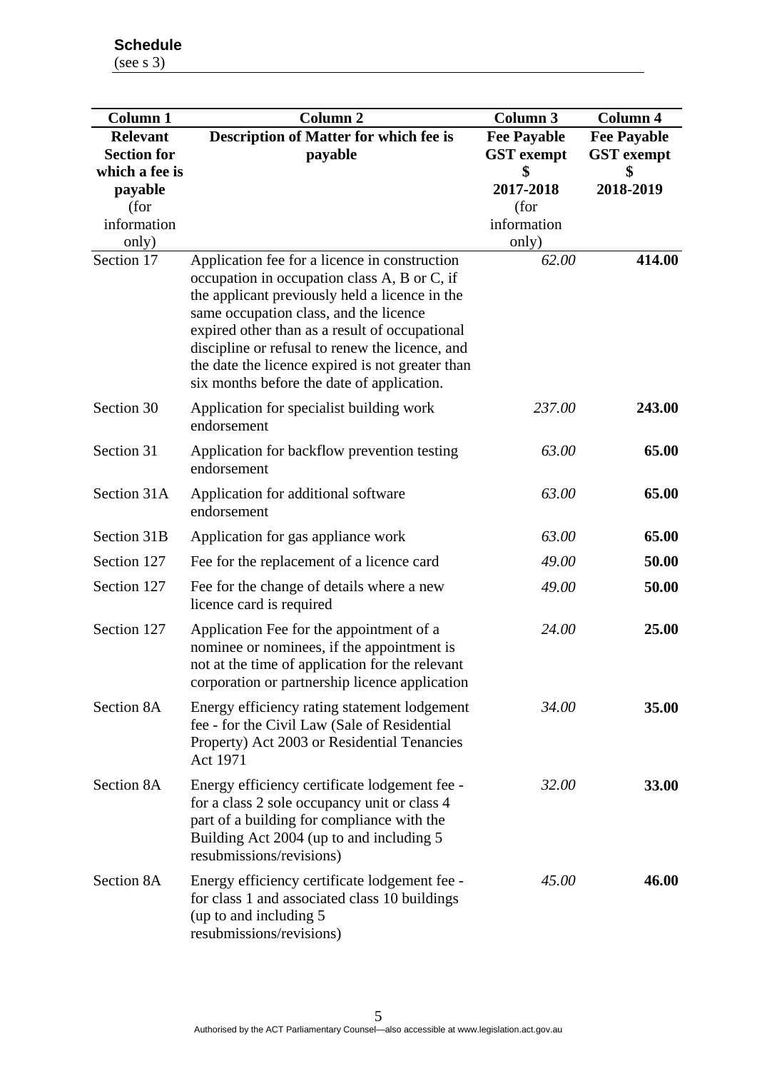**Schedule**
(see s 3)

| Column 1<br>**Relevant Section for which a fee is payable** (for information only) | Column 2<br>**Description of Matter for which fee is payable** | Column 3<br>**Fee Payable GST exempt $ 2017-2018** (for information only) | Column 4<br>**Fee Payable GST exempt $ 2018-2019** |
|---|---|---|---|
| Section 17 | Application fee for a licence in construction occupation in occupation class A, B or C, if the applicant previously held a licence in the same occupation class, and the licence expired other than as a result of occupational discipline or refusal to renew the licence, and the date the licence expired is not greater than six months before the date of application. | *62.00* | **414.00** |
| Section 30 | Application for specialist building work endorsement | *237.00* | **243.00** |
| Section 31 | Application for backflow prevention testing endorsement | *63.00* | **65.00** |
| Section 31A | Application for additional software endorsement | *63.00* | **65.00** |
| Section 31B | Application for gas appliance work | *63.00* | **65.00** |
| Section 127 | Fee for the replacement of a licence card | *49.00* | **50.00** |
| Section 127 | Fee for the change of details where a new licence card is required | *49.00* | **50.00** |
| Section 127 | Application Fee for the appointment of a nominee or nominees, if the appointment is not at the time of application for the relevant corporation or partnership licence application | *24.00* | **25.00** |
| Section 8A | Energy efficiency rating statement lodgement fee - for the Civil Law (Sale of Residential Property) Act 2003 or Residential Tenancies Act 1971 | *34.00* | **35.00** |
| Section 8A | Energy efficiency certificate lodgement fee - for a class 2 sole occupancy unit or class 4 part of a building for compliance with the Building Act 2004 (up to and including 5 resubmissions/revisions) | *32.00* | **33.00** |
| Section 8A | Energy efficiency certificate lodgement fee - for class 1 and associated class 10 buildings (up to and including 5 resubmissions/revisions) | *45.00* | **46.00** |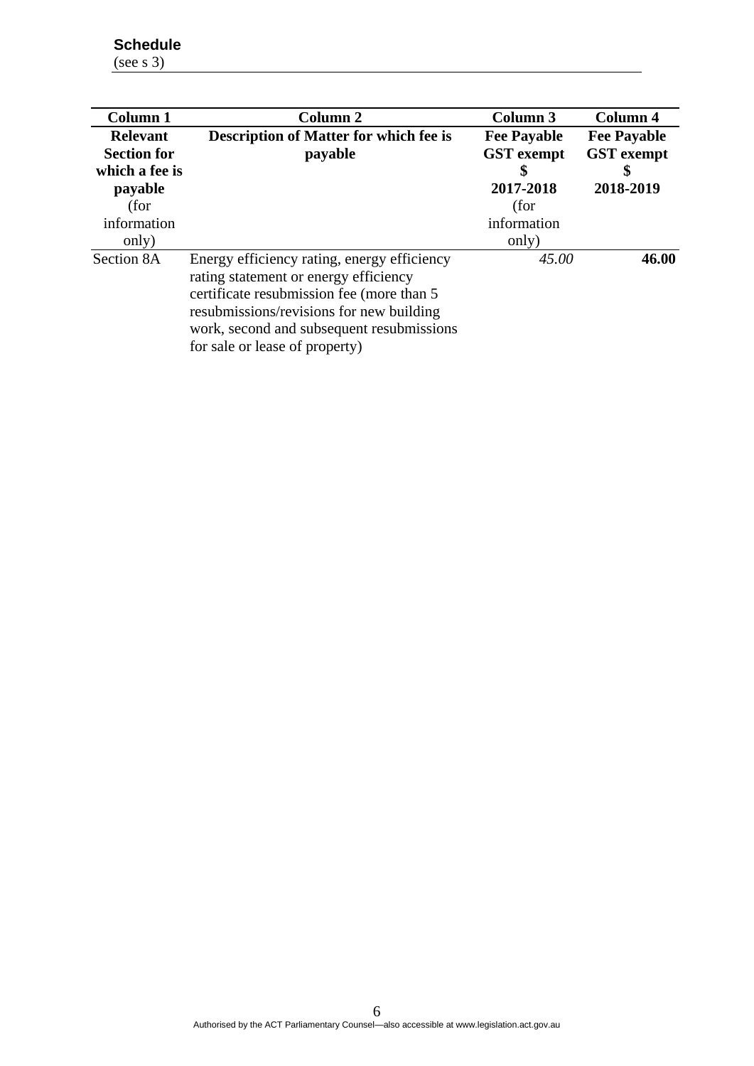**Schedule**

(see s 3)

| **Column 1**<br>**Relevant Section for which a fee is payable**<br>(for information only) | **Column 2**<br>**Description of Matter for which fee is payable** | **Column 3**<br>**Fee Payable GST exempt**<br>**$**<br>**2017-2018**<br>(for information only) | **Column 4**<br>**Fee Payable GST exempt**<br>**$**<br>**2018-2019** |
|---|---|---|---|
| Section 8A | Energy efficiency rating, energy efficiency rating statement or energy efficiency certificate resubmission fee (more than 5 resubmissions/revisions for new building work, second and subsequent resubmissions for sale or lease of property) | *45.00* | **46.00** |

Authorised by the ACT Parliamentary Counsel—also accessible at www.legislation.act.gov.au